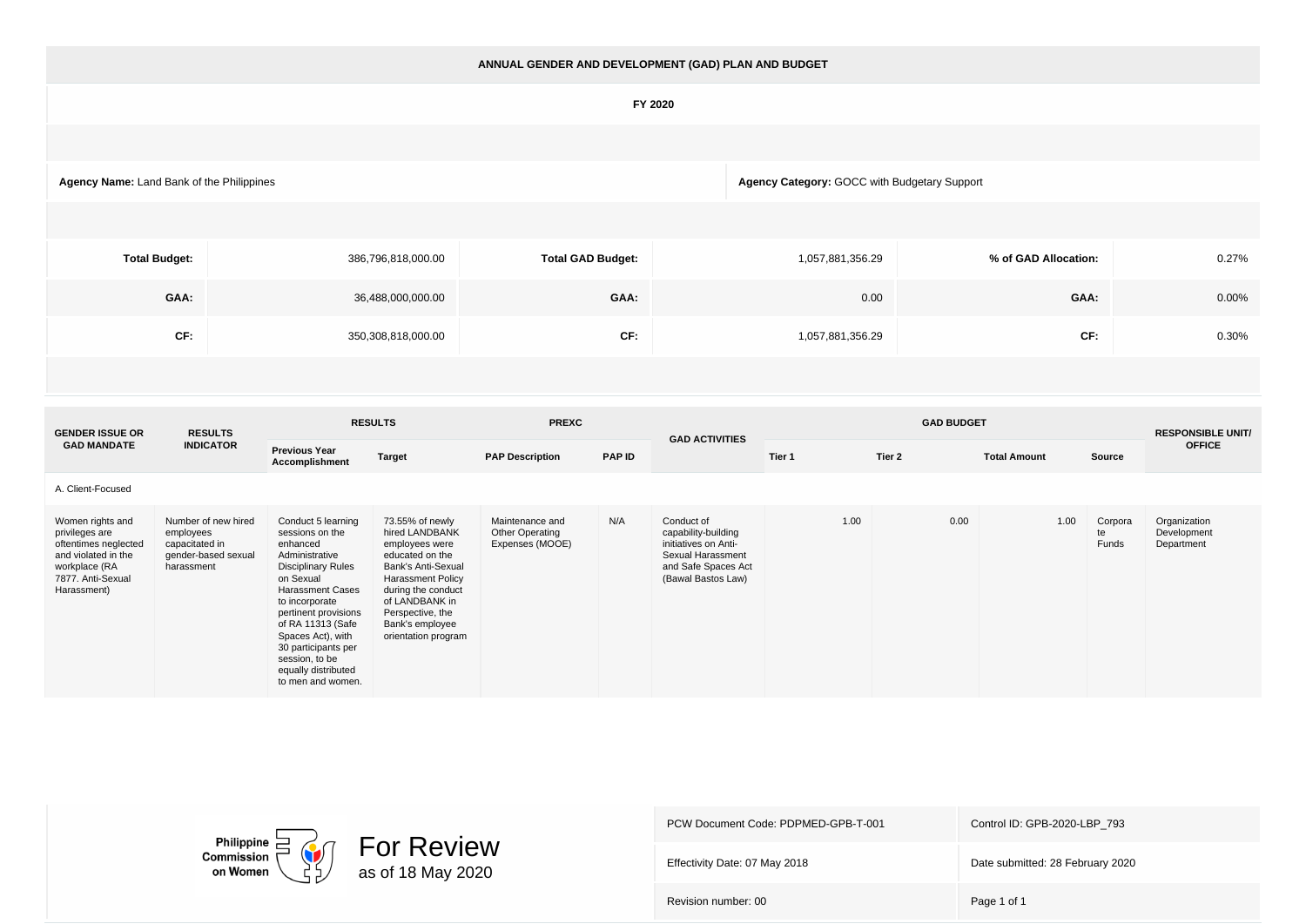# ANNUAL GENDER AND DEVELOPMENT (GAD) PLAN AND BUDGET

**FY 2020**

**Agency Name:** Land Bank of the Philippines

**Agency Category:** GOCC with Budgetary Support

| **Total Budget:** | 386,796,818,000.00 | **Total GAD Budget:** | 1,057,881,356.29 | **% of GAD Allocation:** | 0.27% |
|---|---|---|---|---|---|
| **GAA:** | 36,488,000,000.00 | **GAA:** | 0.00 | **GAA:** | 0.00% |
| **CF:** | 350,308,818,000.00 | **CF:** | 1,057,881,356.29 | **CF:** | 0.30% |

| GENDER ISSUE OR GAD MANDATE | RESULTS INDICATOR | RESULTS | | PREXC | | GAD ACTIVITIES | GAD BUDGET | | | | RESPONSIBLE UNIT/ OFFICE |
|---|---|---|---|---|---|---|---|---|---|---|---|
| | | Previous Year Accomplishment | Target | PAP Description | PAP ID | | Tier 1 | Tier 2 | Total Amount | Source | |
| A. Client-Focused | | | | | | | | | | | |
| Women rights and privileges are oftentimes neglected and violated in the workplace (RA 7877. Anti-Sexual Harassment) | Number of new hired employees capacitated in gender-based sexual harassment | Conduct 5 learning sessions on the enhanced Administrative Disciplinary Rules on Sexual Harassment Cases to incorporate pertinent provisions of RA 11313 (Safe Spaces Act), with 30 participants per session, to be equally distributed to men and women. | 73.55% of newly hired LANDBANK employees were educated on the Bank's Anti-Sexual Harassment Policy during the conduct of LANDBANK in Perspective, the Bank's employee orientation program | Maintenance and Other Operating Expenses (MOOE) | N/A | Conduct of capability-building initiatives on Anti-Sexual Harassment and Safe Spaces Act (Bawal Bastos Law) | 1.00 | 0.00 | 1.00 | Corporate Funds | Organization Development Department |

Philippine Commission on Women

For Review as of 18 May 2020

| PCW Document Code: PDPMED-GPB-T-001 | Control ID: GPB-2020-LBP_793 |
|---|---|
| Effectivity Date: 07 May 2018 | Date submitted: 28 February 2020 |
| Revision number: 00 | Page 1 of 1 |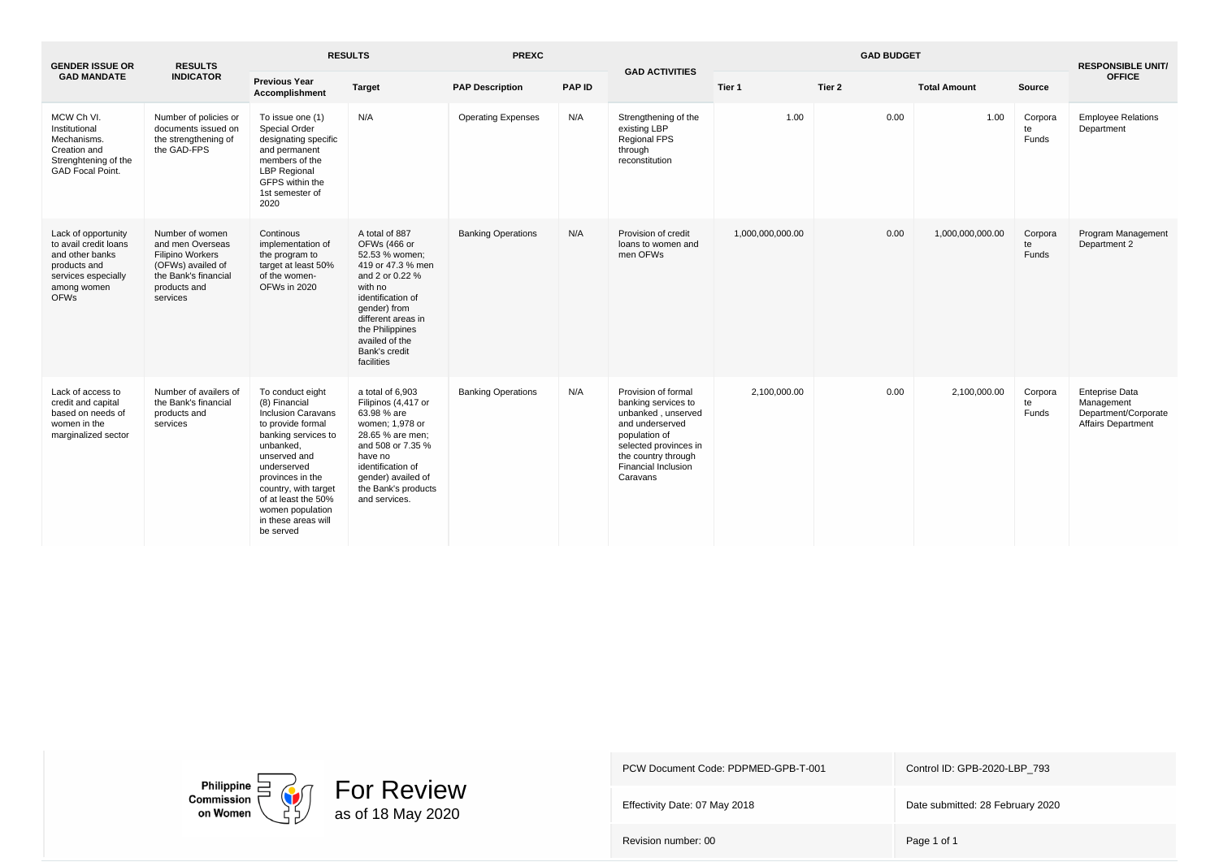| GENDER ISSUE OR GAD MANDATE | RESULTS INDICATOR | RESULTS | | PREXC | | GAD ACTIVITIES | GAD BUDGET | | | | RESPONSIBLE UNIT/ OFFICE |
|---|---|---|---|---|---|---|---|---|---|---|---|
| | | Previous Year Accomplishment | Target | PAP Description | PAP ID | | Tier 1 | Tier 2 | Total Amount | Source | |
| MCW Ch VI. Institutional Mechanisms. Creation and Strenghtening of the GAD Focal Point. | Number of policies or documents issued on the strengthening of the GAD-FPS | To issue one (1) Special Order designating specific and permanent members of the LBP Regional GFPS within the 1st semester of 2020 | N/A | Operating Expenses | N/A | Strengthening of the existing LBP Regional FPS through reconstitution | 1.00 | 0.00 | 1.00 | Corporate Funds | Employee Relations Department |
| Lack of opportunity to avail credit loans and other banks products and services especially among women OFWs | Number of women and men Overseas Filipino Workers (OFWs) availed of the Bank's financial products and services | Continous implementation of the program to target at least 50% of the women-OFWs in 2020 | A total of 887 OFWs (466 or 52.53 % women; 419 or 47.3 % men and 2 or 0.22 % with no identification of gender) from different areas in the Philippines availed of the Bank's credit facilities | Banking Operations | N/A | Provision of credit loans to women and men OFWs | 1,000,000,000.00 | 0.00 | 1,000,000,000.00 | Corporate Funds | Program Management Department 2 |
| Lack of access to credit and capital based on needs of women in the marginalized sector | Number of availers of the Bank's financial products and services | To conduct eight (8) Financial Inclusion Caravans to provide formal banking services to unbanked, unserved and underserved provinces in the country, with target of at least the 50% women population in these areas will be served | a total of 6,903 Filipinos (4,417 or 63.98 % are women; 1,978 or 28.65 % are men; and 508 or 7.35 % have no identification of gender) availed of the Bank's products and services. | Banking Operations | N/A | Provision of formal banking services to unbanked , unserved and underserved population of selected provinces in the country through Financial Inclusion Caravans | 2,100,000.00 | 0.00 | 2,100,000.00 | Corporate Funds | Enteprise Data Management Department/Corporate Affairs Department |

Philippine Commission on Women

For Review as of 18 May 2020

| PCW Document Code: PDPMED-GPB-T-001 | Control ID: GPB-2020-LBP_793 |
|---|---|
| Effectivity Date: 07 May 2018 | Date submitted: 28 February 2020 |
| Revision number: 00 | Page 1 of 1 |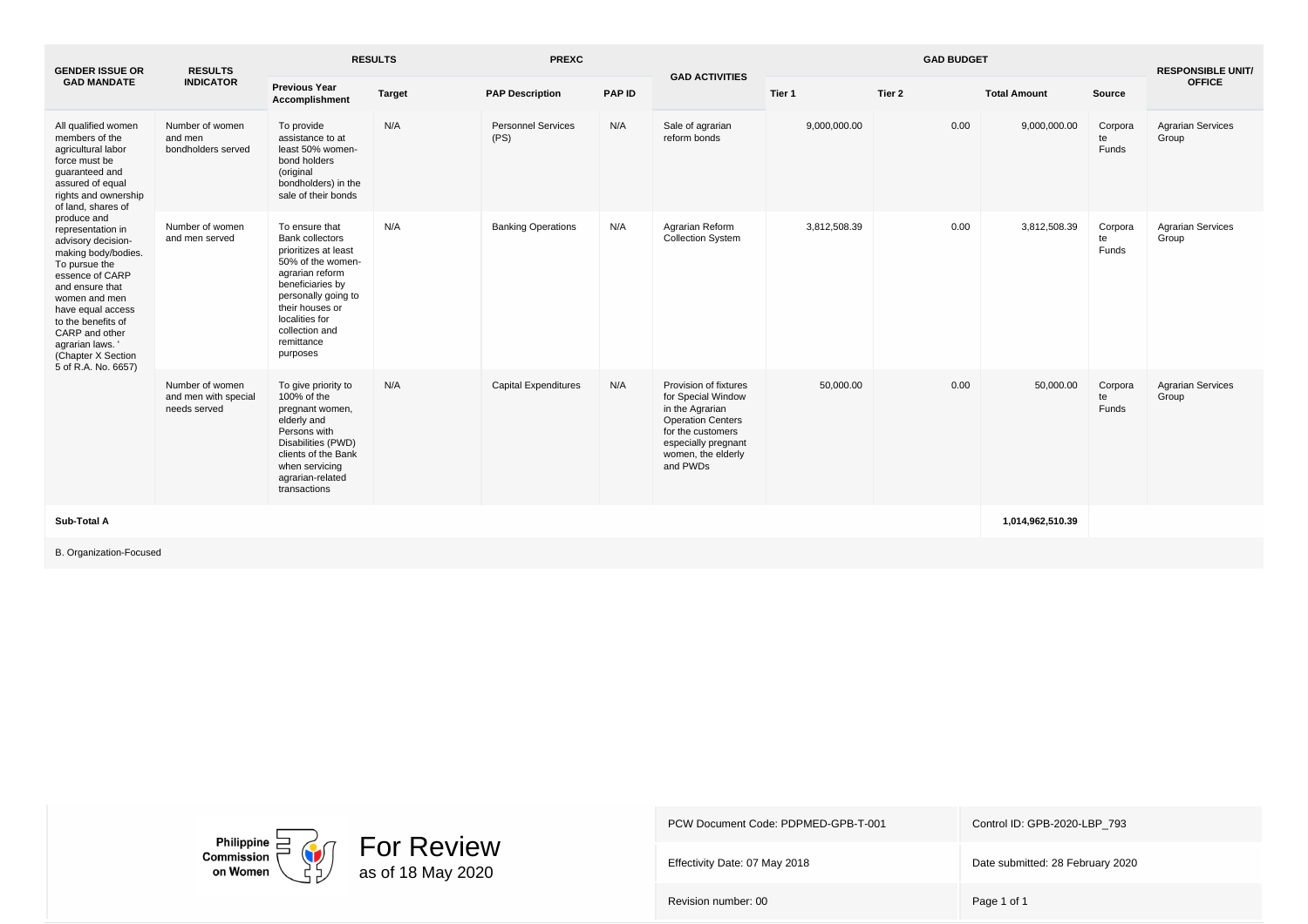| GENDER ISSUE OR GAD MANDATE | RESULTS INDICATOR | RESULTS | | PREXC | | GAD ACTIVITIES | GAD BUDGET | | | | RESPONSIBLE UNIT/ OFFICE |
|---|---|---|---|---|---|---|---|---|---|---|---|
| | | Previous Year Accomplishment | Target | PAP Description | PAP ID | | Tier 1 | Tier 2 | Total Amount | Source | |
| All qualified women members of the agricultural labor force must be guaranteed and assured of equal rights and ownership of land, shares of produce and representation in advisory decision-making body/bodies. To pursue the essence of CARP and ensure that women and men have equal access to the benefits of CARP and other agrarian laws. ' (Chapter X Section 5 of R.A. No. 6657) | Number of women and men bondholders served | To provide assistance to at least 50% women-bond holders (original bondholders) in the sale of their bonds | N/A | Personnel Services (PS) | N/A | Sale of agrarian reform bonds | 9,000,000.00 | 0.00 | 9,000,000.00 | Corporate Funds | Agrarian Services Group |
| | Number of women and men served | To ensure that Bank collectors prioritizes at least 50% of the women-agrarian reform beneficiaries by personally going to their houses or localities for collection and remittance purposes | N/A | Banking Operations | N/A | Agrarian Reform Collection System | 3,812,508.39 | 0.00 | 3,812,508.39 | Corporate Funds | Agrarian Services Group |
| | Number of women and men with special needs served | To give priority to 100% of the pregnant women, elderly and Persons with Disabilities (PWD) clients of the Bank when servicing agrarian-related transactions | N/A | Capital Expenditures | N/A | Provision of fixtures for Special Window in the Agrarian Operation Centers for the customers especially pregnant women, the elderly and PWDs | 50,000.00 | 0.00 | 50,000.00 | Corporate Funds | Agrarian Services Group |
| **Sub-Total A** | | | | | | | | | **1,014,962,510.39** | | |
| B. Organization-Focused | | | | | | | | | | | |

For Review
as of 18 May 2020

| PCW Document Code: PDPMED-GPB-T-001 | Control ID: GPB-2020-LBP_793 |
|---|---|
| Effectivity Date: 07 May 2018 | Date submitted: 28 February 2020 |
| Revision number: 00 | |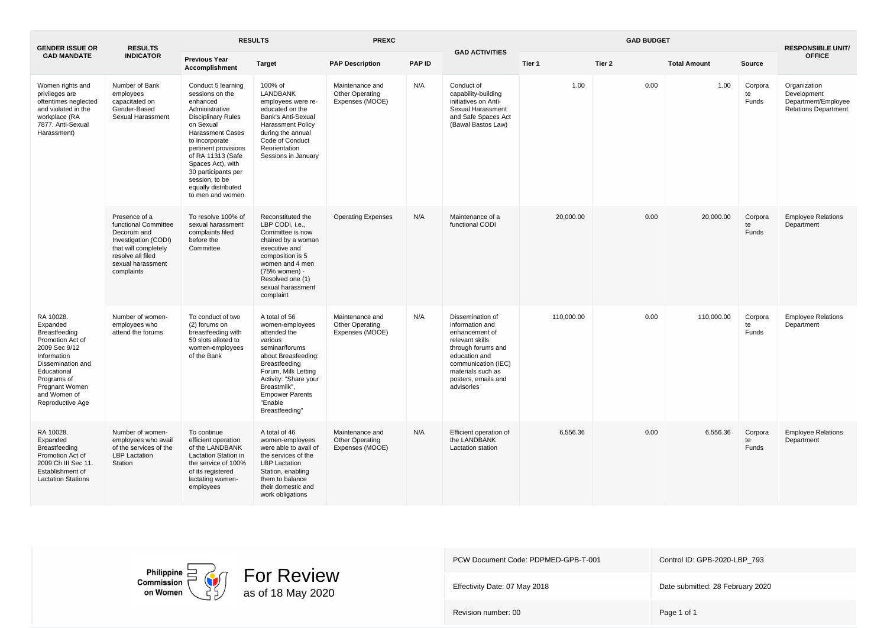| GENDER ISSUE OR GAD MANDATE | RESULTS INDICATOR | RESULTS | | PREXC | | GAD ACTIVITIES | GAD BUDGET | | | | RESPONSIBLE UNIT/ OFFICE |
|---|---|---|---|---|---|---|---|---|---|---|---|
| | | Previous Year Accomplishment | Target | PAP Description | PAP ID | | Tier 1 | Tier 2 | Total Amount | Source | |
| Women rights and privileges are oftentimes neglected and violated in the workplace (RA 7877. Anti-Sexual Harassment) | Number of Bank employees capacitated on Gender-Based Sexual Harassment | Conduct 5 learning sessions on the enhanced Administrative Disciplinary Rules on Sexual Harassment Cases to incorporate pertinent provisions of RA 11313 (Safe Spaces Act), with 30 participants per session, to be equally distributed to men and women. | 100% of LANDBANK employees were re-educated on the Bank's Anti-Sexual Harassment Policy during the annual Code of Conduct Reorientation Sessions in January | Maintenance and Other Operating Expenses (MOOE) | N/A | Conduct of capability-building initiatives on Anti-Sexual Harassment and Safe Spaces Act (Bawal Bastos Law) | 1.00 | 0.00 | 1.00 | Corporate Funds | Organization Development Department/Employee Relations Department |
| | Presence of a functional Committee Decorum and Investigation (CODI) that will completely resolve all filed sexual harassment complaints | To resolve 100% of sexual harassment complaints filed before the Committee | Reconstituted the LBP CODI, i.e., Committee is now chaired by a woman executive and composition is 5 women and 4 men (75% women) - Resolved one (1) sexual harassment complaint | Operating Expenses | N/A | Maintenance of a functional CODI | 20,000.00 | 0.00 | 20,000.00 | Corporate Funds | Employee Relations Department |
| RA 10028. Expanded Breastfeeding Promotion Act of 2009 Sec 9/12 Information Dissemination and Educational Programs of Pregnant Women and Women of Reproductive Age | Number of women-employees who attend the forums | To conduct of two (2) forums on breastfeeding with 50 slots alloted to women-employees of the Bank | A total of 56 women-employees attended the various seminar/forums about Breasfeeding: Breastfeeding Forum, Milk Letting Activity: "Share your Breastmilk", Empower Parents "Enable Breastfeeding" | Maintenance and Other Operating Expenses (MOOE) | N/A | Dissemination of information and enhancement of relevant skills through forums and education and communication (IEC) materials such as posters, emails and advisories | 110,000.00 | 0.00 | 110,000.00 | Corporate Funds | Employee Relations Department |
| RA 10028. Expanded Breastfeeding Promotion Act of 2009 Ch III Sec 11. Establishment of Lactation Stations | Number of women-employees who avail of the services of the LBP Lactation Station | To continue efficient operation of the LANDBANK Lactation Station in the service of 100% of its registered lactating women-employees | A total of 46 women-employees were able to avail of the services of the LBP Lactation Station, enabling them to balance their domestic and work obligations | Maintenance and Other Operating Expenses (MOOE) | N/A | Efficient operation of the LANDBANK Lactation station | 6,556.36 | 0.00 | 6,556.36 | Corporate Funds | Employee Relations Department |

Philippine Commission on Women

For Review
as of 18 May 2020

| PCW Document Code: PDPMED-GPB-T-001 | Control ID: GPB-2020-LBP_793 |
|---|---|
| Effectivity Date: 07 May 2018 | Date submitted: 28 February 2020 |
| Revision number: 00 | Page 1 of 1 |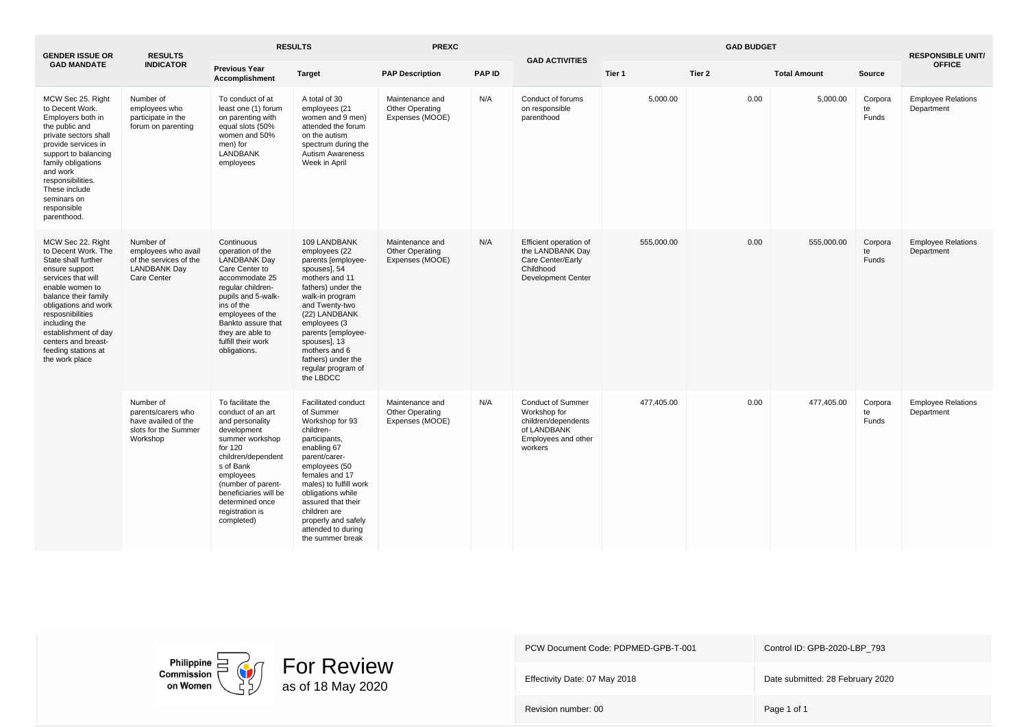| GENDER ISSUE OR GAD MANDATE | RESULTS INDICATOR | RESULTS | | PREXC | | GAD ACTIVITIES | GAD BUDGET | | | | RESPONSIBLE UNIT/ OFFICE |
|---|---|---|---|---|---|---|---|---|---|---|---|
| | | Previous Year Accomplishment | Target | PAP Description | PAP ID | | Tier 1 | Tier 2 | Total Amount | Source | |
| MCW Sec 25. Right to Decent Work. Employers both in the public and private sectors shall provide services in support to balancing family obligations and work responsibilities. These include seminars on responsible parenthood. | Number of employees who participate in the forum on parenting | To conduct of at least one (1) forum on parenting with equal slots (50% women and 50% men) for LANDBANK employees | A total of 30 employees (21 women and 9 men) attended the forum on the autism spectrum during the Autism Awareness Week in April | Maintenance and Other Operating Expenses (MOOE) | N/A | Conduct of forums on responsible parenthood | 5,000.00 | 0.00 | 5,000.00 | Corporate Funds | Employee Relations Department |
| MCW Sec 22. Right to Decent Work. The State shall further ensure support services that will enable women to balance their family obligations and work resposnibilities including the establishment of day centers and breast-feeding stations at the work place | Number of employees who avail of the services of the LANDBANK Day Care Center | Continuous operation of the LANDBANK Day Care Center to accommodate 25 regular children-pupils and 5-walk-ins of the employees of the Bankto assure that they are able to fulfill their work obligations. | 109 LANDBANK employees (22 parents [employee-spouses], 54 mothers and 11 fathers) under the walk-in program and Twenty-two (22) LANDBANK employees (3 parents [employee-spouses], 13 mothers and 6 fathers) under the regular program of the LBDCC | Maintenance and Other Operating Expenses (MOOE) | N/A | Efficient operation of the LANDBANK Day Care Center/Early Childhood Development Center | 555,000.00 | 0.00 | 555,000.00 | Corporate Funds | Employee Relations Department |
| | Number of parents/carers who have availed of the slots for the Summer Workshop | To facilitate the conduct of an art and personality development summer workshop for 120 children/dependents of Bank employees (number of parent-beneficiaries will be determined once registration is completed) | Facilitated conduct of Summer Workshop for 93 children-participants, enabling 67 parent/carer-employees (50 females and 17 males) to fulfill work obligations while assured that their children are properly and safely attended to during the summer break | Maintenance and Other Operating Expenses (MOOE) | N/A | Conduct of Summer Workshop for children/dependents of LANDBANK Employees and other workers | 477,405.00 | 0.00 | 477,405.00 | Corporate Funds | Employee Relations Department |

Philippine Commission on Women

For Review
as of 18 May 2020

| PCW Document Code: PDPMED-GPB-T-001 | Control ID: GPB-2020-LBP_793 |
|---|---|
| Effectivity Date: 07 May 2018 | Date submitted: 28 February 2020 |
| Revision number: 00 | Page 1 of 1 |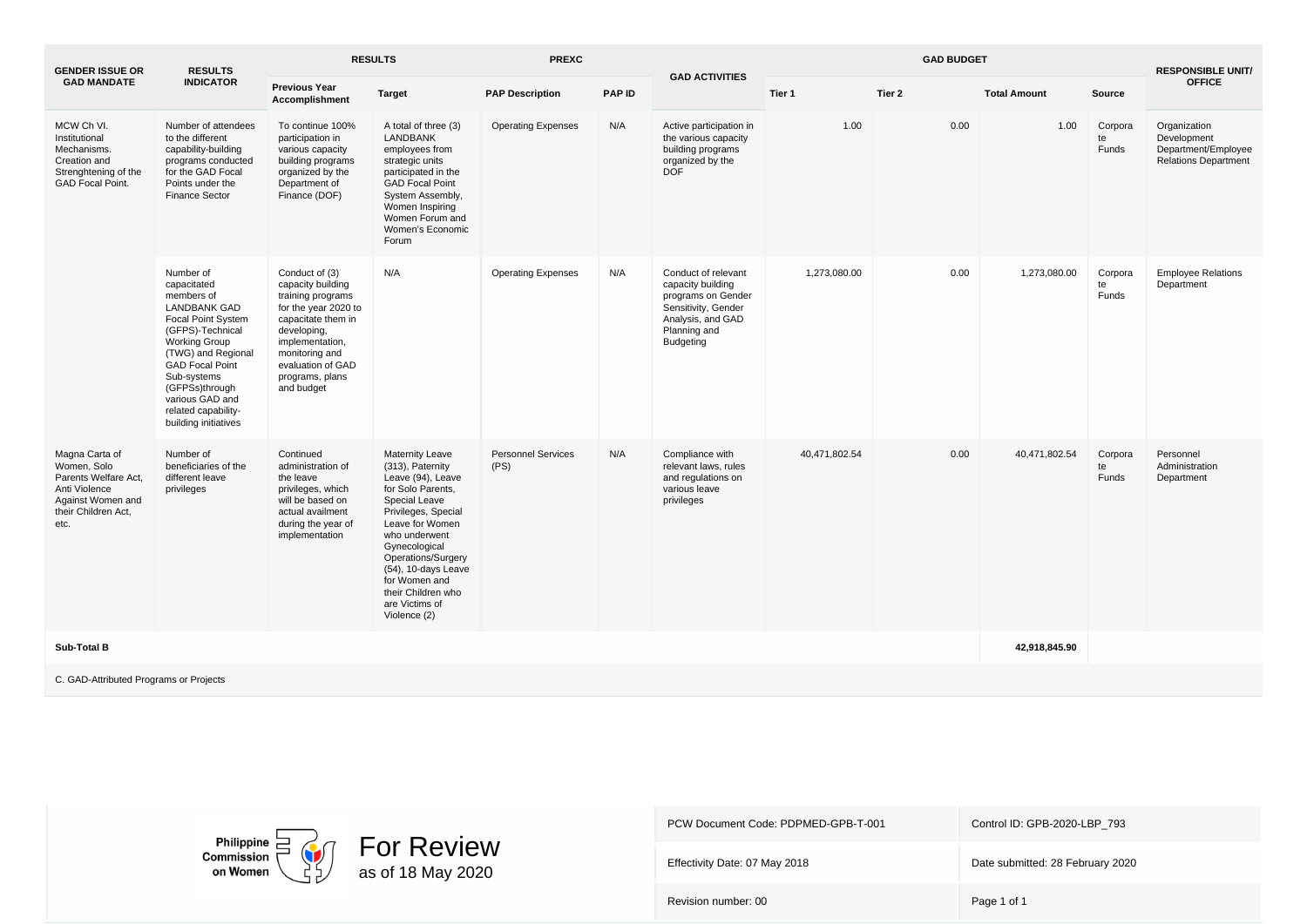| GENDER ISSUE OR GAD MANDATE | RESULTS INDICATOR | RESULTS | | PREXC | | GAD ACTIVITIES | GAD BUDGET | | | | RESPONSIBLE UNIT/ OFFICE |
|---|---|---|---|---|---|---|---|---|---|---|---|
| | | Previous Year Accomplishment | Target | PAP Description | PAP ID | | Tier 1 | Tier 2 | Total Amount | Source | |
| MCW Ch VI. Institutional Mechanisms. Creation and Strenghtening of the GAD Focal Point. | Number of attendees to the different capability-building programs conducted for the GAD Focal Points under the Finance Sector | To continue 100% participation in various capacity building programs organized by the Department of Finance (DOF) | A total of three (3) LANDBANK employees from strategic units participated in the GAD Focal Point System Assembly, Women Inspiring Women Forum and Women's Economic Forum | Operating Expenses | N/A | Active participation in the various capacity building programs organized by the DOF | 1.00 | 0.00 | 1.00 | Corporate Funds | Organization Development Department/Employee Relations Department |
| | Number of capacitated members of LANDBANK GAD Focal Point System (GFPS)-Technical Working Group (TWG) and Regional GAD Focal Point Sub-systems (GFPSs)through various GAD and related capability-building initiatives | Conduct of (3) capacity building training programs for the year 2020 to capacitate them in developing, implementation, monitoring and evaluation of GAD programs, plans and budget | N/A | Operating Expenses | N/A | Conduct of relevant capacity building programs on Gender Sensitivity, Gender Analysis, and GAD Planning and Budgeting | 1,273,080.00 | 0.00 | 1,273,080.00 | Corporate Funds | Employee Relations Department |
| Magna Carta of Women, Solo Parents Welfare Act, Anti Violence Against Women and their Children Act, etc. | Number of beneficiaries of the different leave privileges | Continued administration of the leave privileges, which will be based on actual availment during the year of implementation | Maternity Leave (313), Paternity Leave (94), Leave for Solo Parents, Special Leave Privileges, Special Leave for Women who underwent Gynecological Operations/Surgery (54), 10-days Leave for Women and their Children who are Victims of Violence (2) | Personnel Services (PS) | N/A | Compliance with relevant laws, rules and regulations on various leave privileges | 40,471,802.54 | 0.00 | 40,471,802.54 | Corporate Funds | Personnel Administration Department |
| **Sub-Total B** | | | | | | | | | **42,918,845.90** | | |
| C. GAD-Attributed Programs or Projects | | | | | | | | | | | |

Philippine Commission on Women

For Review
as of 18 May 2020

| PCW Document Code: PDPMED-GPB-T-001 | Control ID: GPB-2020-LBP_793 |
|---|---|
| Effectivity Date: 07 May 2018 | Date submitted: 28 February 2020 |
| Revision number: 00 | Page 1 of 1 |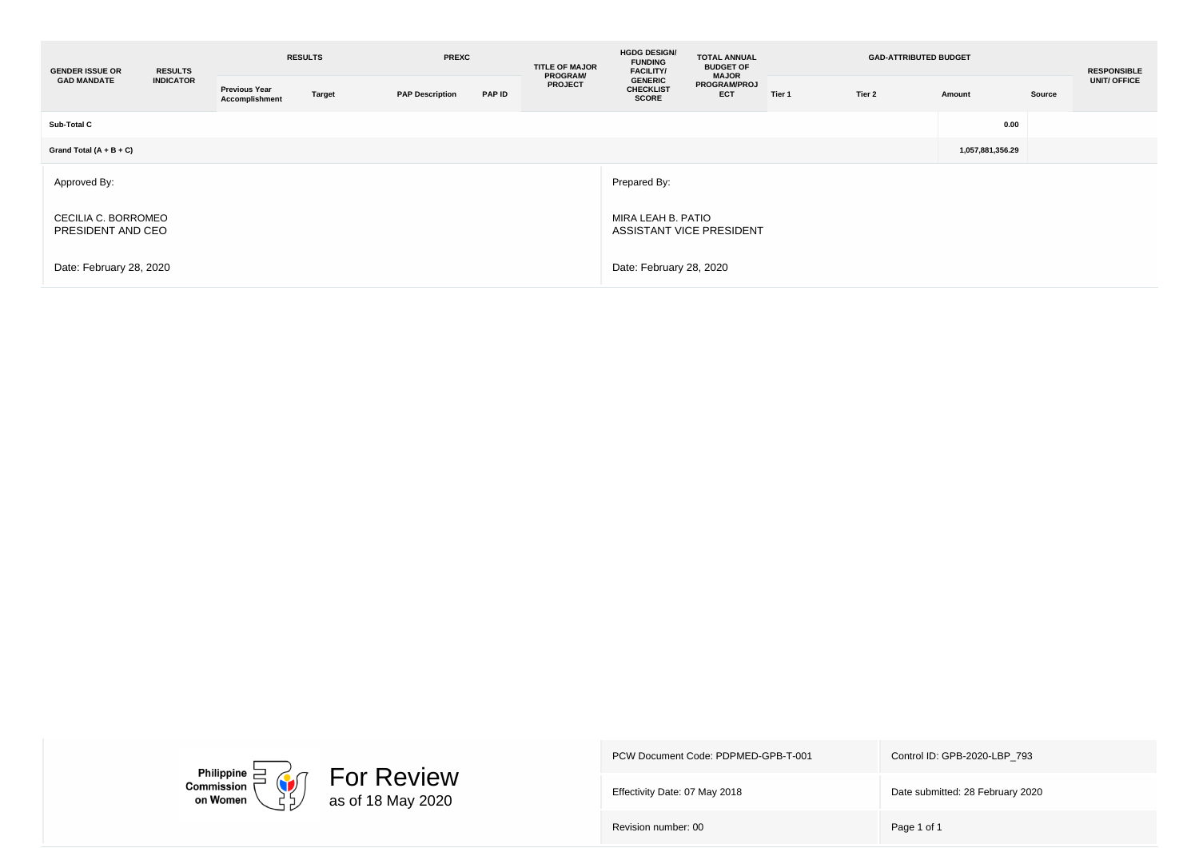| GENDER ISSUE OR GAD MANDATE | RESULTS INDICATOR | RESULTS | | PREXC | | TITLE OF MAJOR PROGRAM/ PROJECT | HGDG DESIGN/ FUNDING FACILITY/ GENERIC CHECKLIST SCORE | TOTAL ANNUAL BUDGET OF MAJOR PROGRAM/PROJECT | GAD-ATTRIBUTED BUDGET | | | | RESPONSIBLE UNIT/ OFFICE |
|---|---|---|---|---|---|---|---|---|---|---|---|---|---|
| | | Previous Year Accomplishment | Target | PAP Description | PAP ID | | | | Tier 1 | Tier 2 | Amount | Source | |
| **Sub-Total C** | | | | | | | | | | | **0.00** | | |
| **Grand Total (A + B + C)** | | | | | | | | | | | **1,057,881,356.29** | | |

| | |
|---|---|
| Approved By: | Prepared By: |
| CECILIA C. BORROMEO<br>PRESIDENT AND CEO | MIRA LEAH B. PATIO<br>ASSISTANT VICE PRESIDENT |
| Date: February 28, 2020 | Date: February 28, 2020 |

Philippine Commission on Women

For Review
as of 18 May 2020

| | |
|---|---|
| PCW Document Code: PDPMED-GPB-T-001 | Control ID: GPB-2020-LBP_793 |
| Effectivity Date: 07 May 2018 | Date submitted: 28 February 2020 |
| Revision number: 00 | Page 1 of 1 |